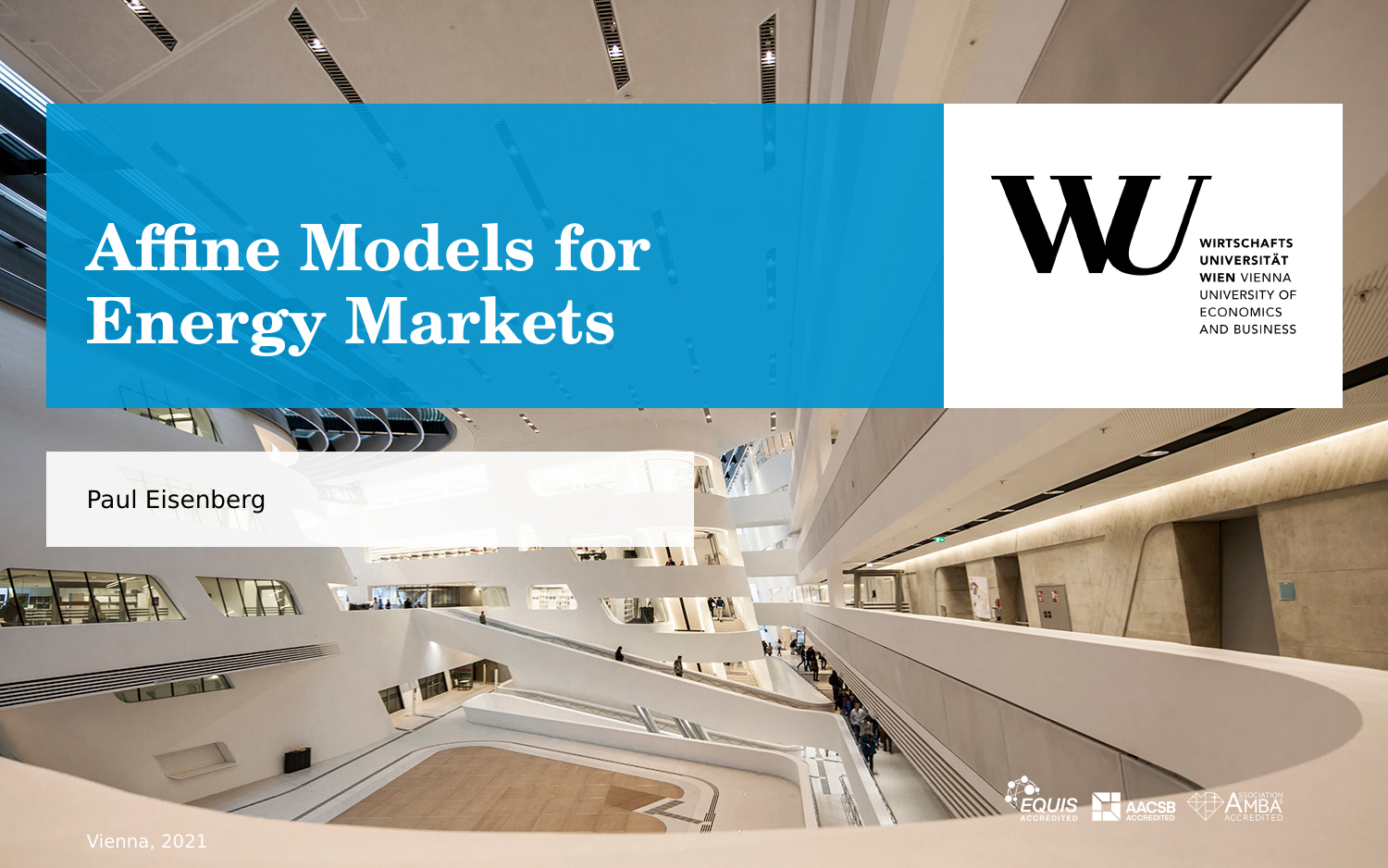# Affine Models for Energy Markets

WIRTSCHAFTS UNIVERSITÄT WIEN VIENNA UNIVERSITY OF ECONOMICS AND BUSINESS

Paul Eisenberg

Vienna, 2021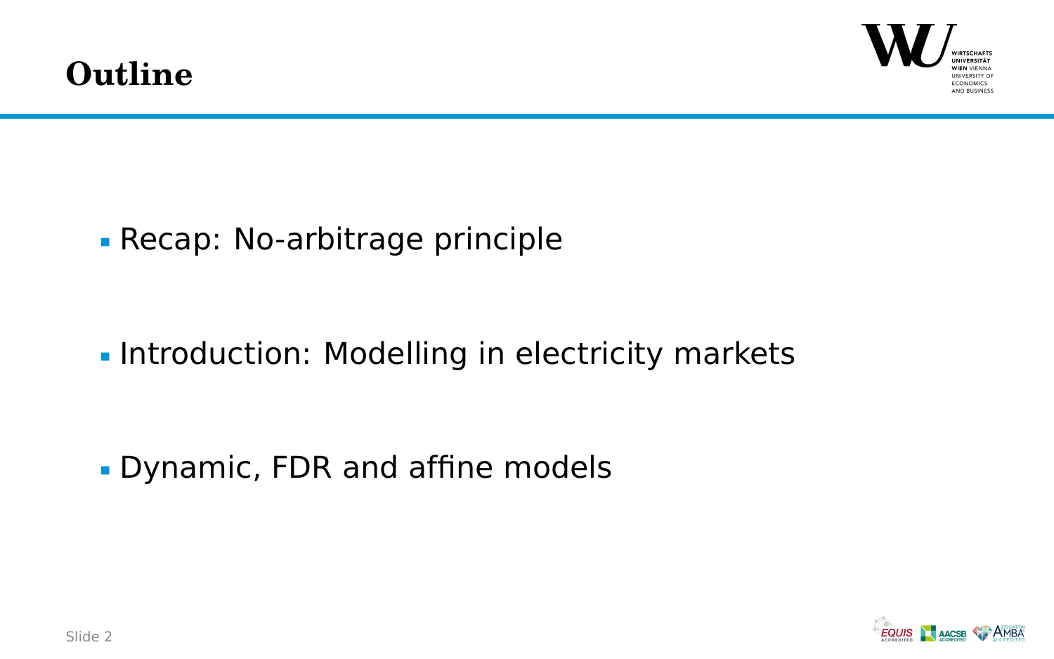# Outline

- Recap: No-arbitrage principle
- Introduction: Modelling in electricity markets
- Dynamic, FDR and affine models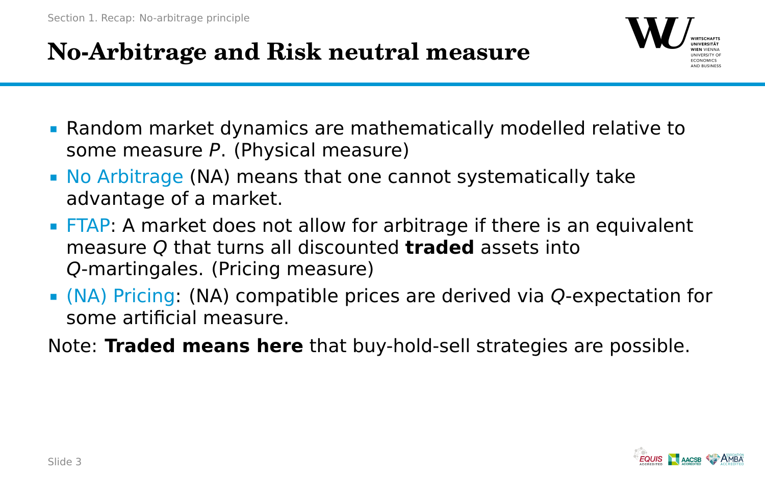# No-Arbitrage and Risk neutral measure

- Random market dynamics are mathematically modelled relative to some measure $P$. (Physical measure)
- No Arbitrage (NA) means that one cannot systematically take advantage of a market.
- FTAP: A market does not allow for arbitrage if there is an equivalent measure $Q$ that turns all discounted **traded** assets into $Q$-martingales. (Pricing measure)
- (NA) Pricing: (NA) compatible prices are derived via $Q$-expectation for some artificial measure.

Note: **Traded means here** that buy-hold-sell strategies are possible.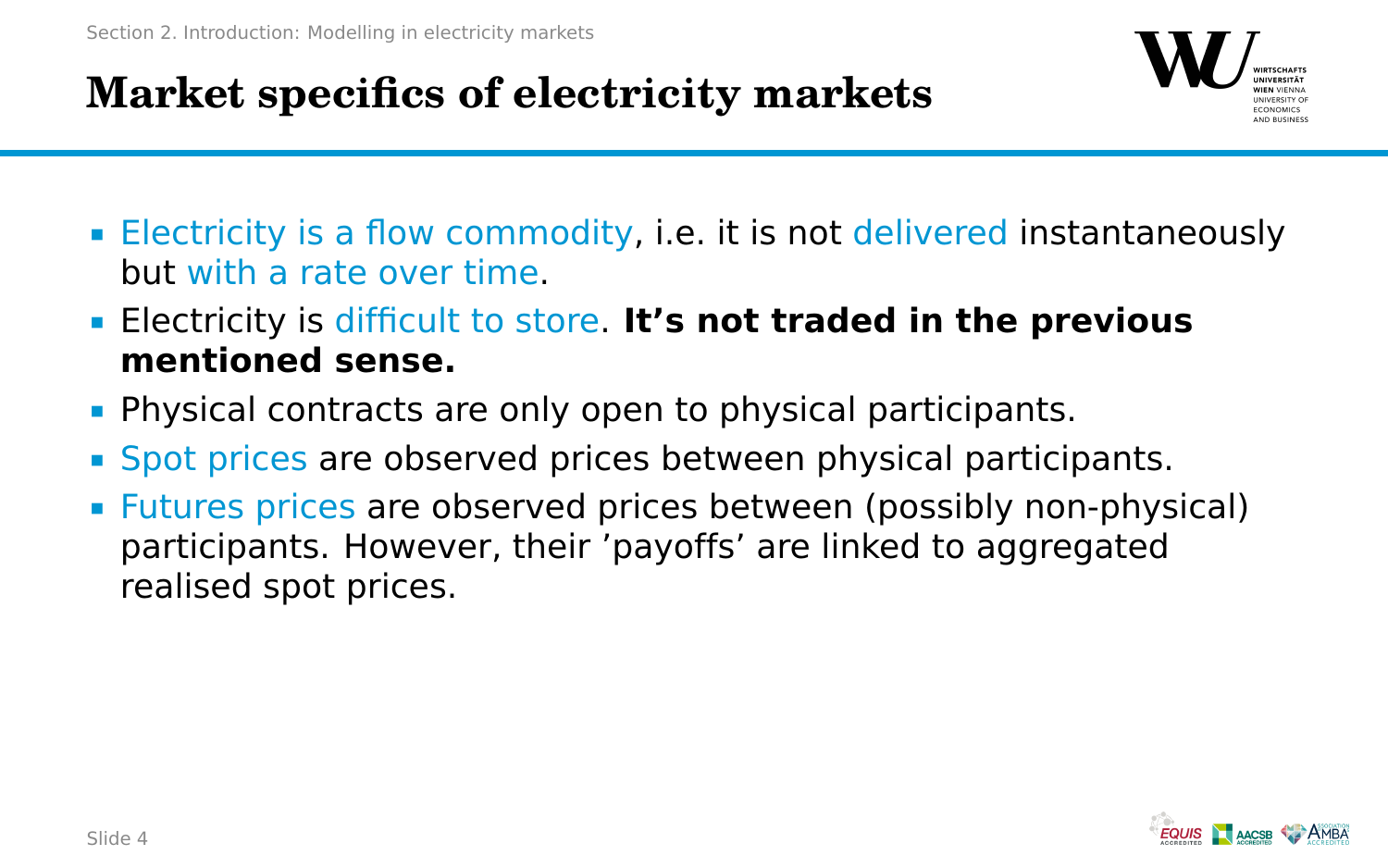## Market specifics of electricity markets

- Electricity is a flow commodity, i.e. it is not delivered instantaneously but with a rate over time.
- Electricity is difficult to store. **It's not traded in the previous mentioned sense.**
- Physical contracts are only open to physical participants.
- Spot prices are observed prices between physical participants.
- Futures prices are observed prices between (possibly non-physical) participants. However, their 'payoffs' are linked to aggregated realised spot prices.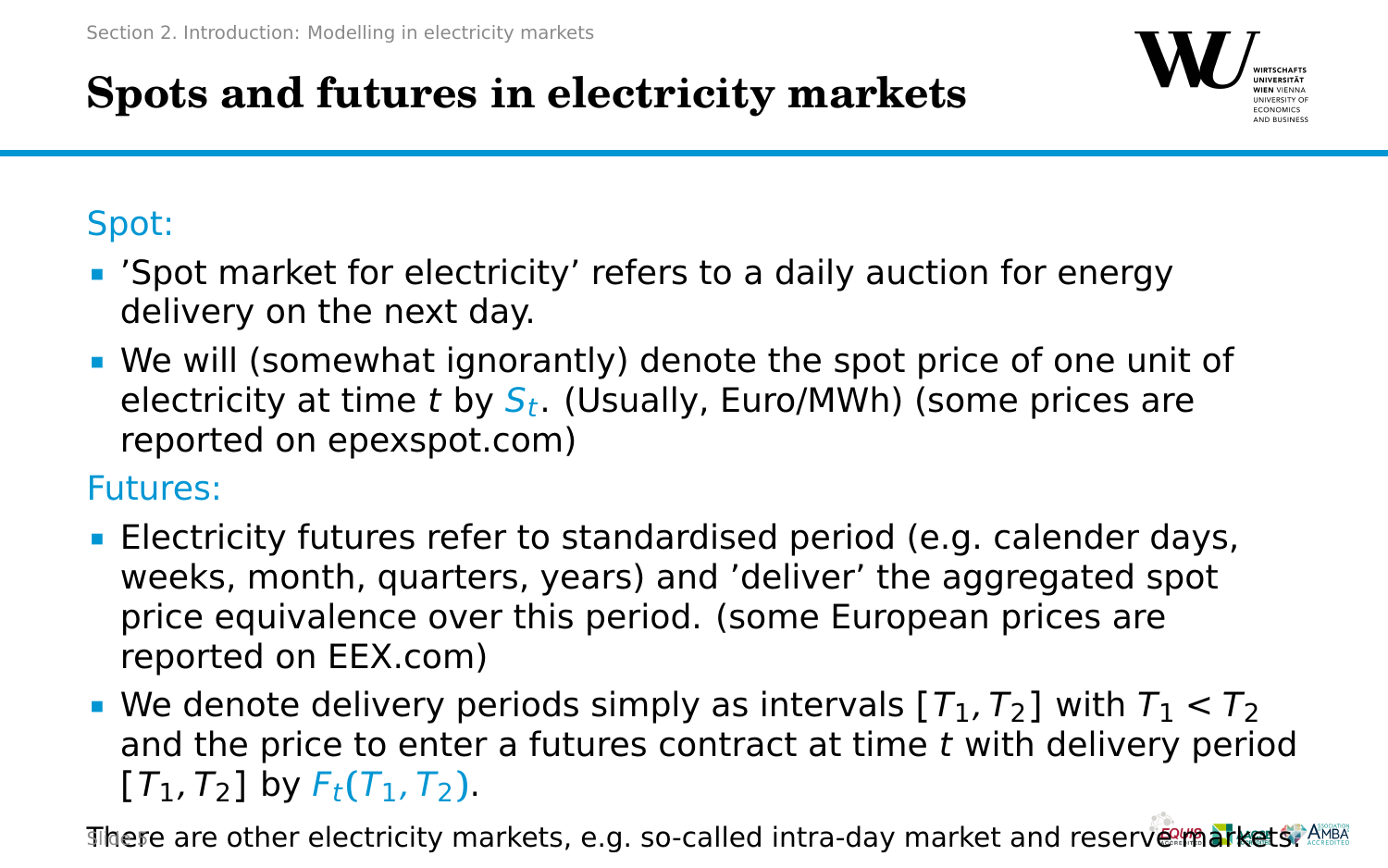# Spots and futures in electricity markets

Spot:

- 'Spot market for electricity' refers to a daily auction for energy delivery on the next day.
- We will (somewhat ignorantly) denote the spot price of one unit of electricity at time $t$ by $S_t$. (Usually, Euro/MWh) (some prices are reported on epexspot.com)

Futures:

- Electricity futures refer to standardised period (e.g. calender days, weeks, month, quarters, years) and 'deliver' the aggregated spot price equivalence over this period. (some European prices are reported on EEX.com)
- We denote delivery periods simply as intervals $[T_1, T_2]$ with $T_1 < T_2$ and the price to enter a futures contract at time $t$ with delivery period $[T_1, T_2]$ by $F_t(T_1, T_2)$.

There are other electricity markets, e.g. so-called intra-day market and reserve markets.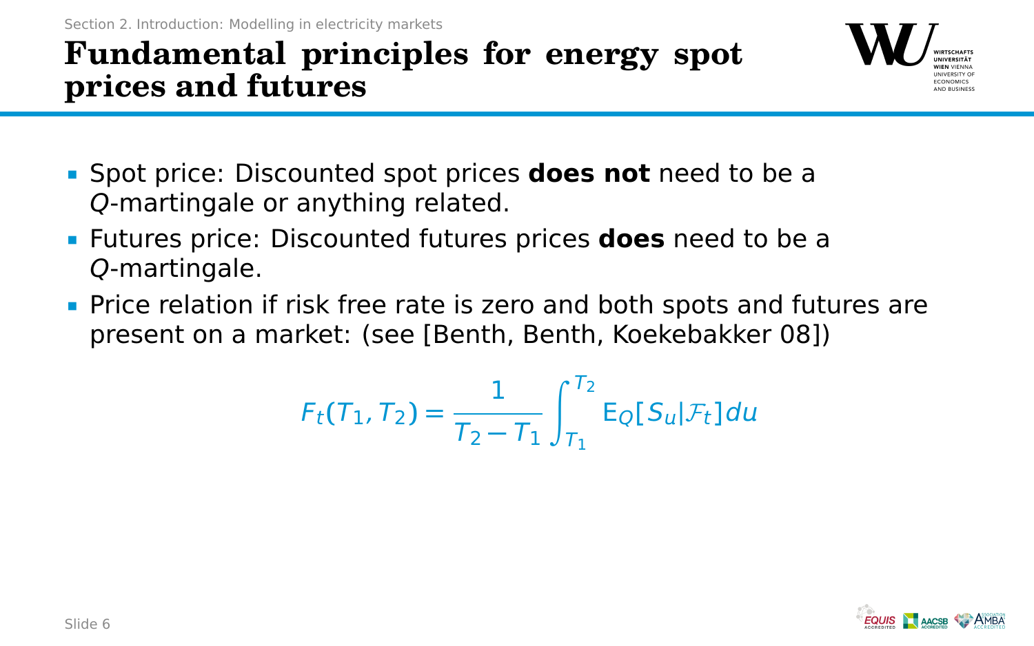# Fundamental principles for energy spot prices and futures

- Spot price: Discounted spot prices **does not** need to be a $Q$-martingale or anything related.
- Futures price: Discounted futures prices **does** need to be a $Q$-martingale.
- Price relation if risk free rate is zero and both spots and futures are present on a market: (see [Benth, Benth, Koekebakker 08])

$$F_t(T_1, T_2) = \frac{1}{T_2 - T_1} \int_{T_1}^{T_2} \mathrm{E}_Q[S_u | \mathcal{F}_t] du$$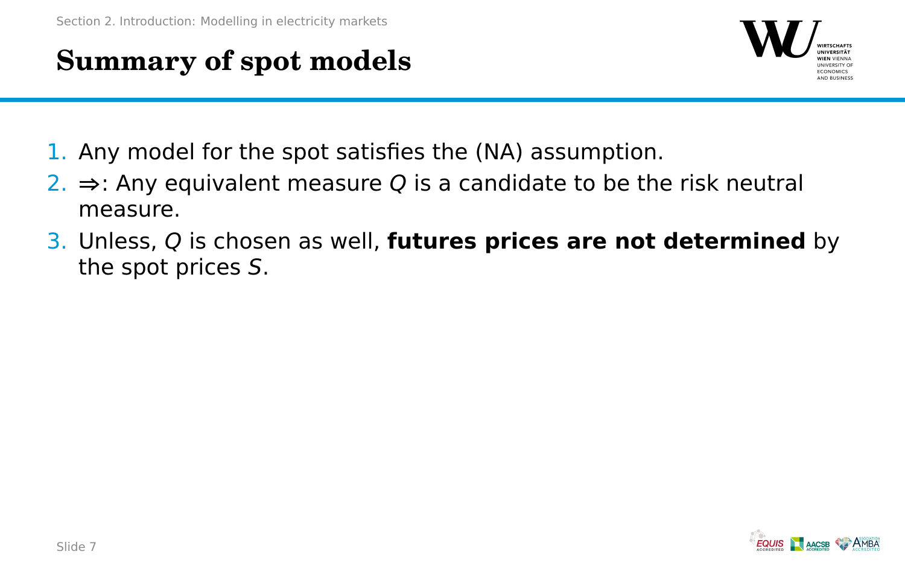# Summary of spot models

1. Any model for the spot satisfies the (NA) assumption.
2. ⇒: Any equivalent measure $Q$ is a candidate to be the risk neutral measure.
3. Unless, $Q$ is chosen as well, **futures prices are not determined** by the spot prices $S$.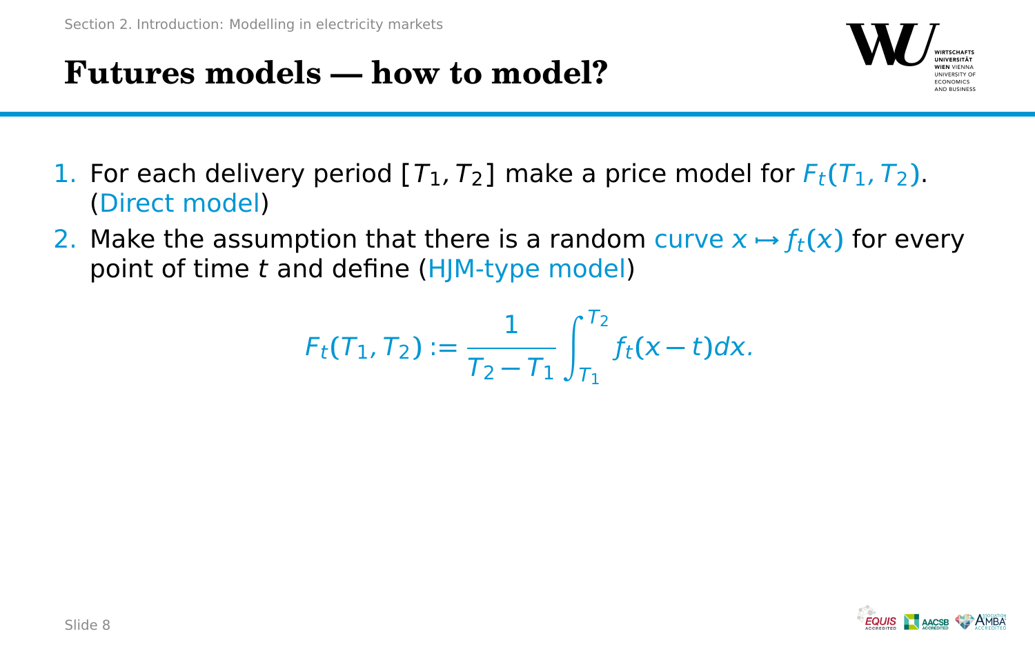# Futures models — how to model?

1. For each delivery period $[T_1, T_2]$ make a price model for $F_t(T_1, T_2)$. (Direct model)
2. Make the assumption that there is a random curve $x \mapsto f_t(x)$ for every point of time $t$ and define (HJM-type model)

$$F_t(T_1, T_2) := \frac{1}{T_2 - T_1} \int_{T_1}^{T_2} f_t(x - t) dx.$$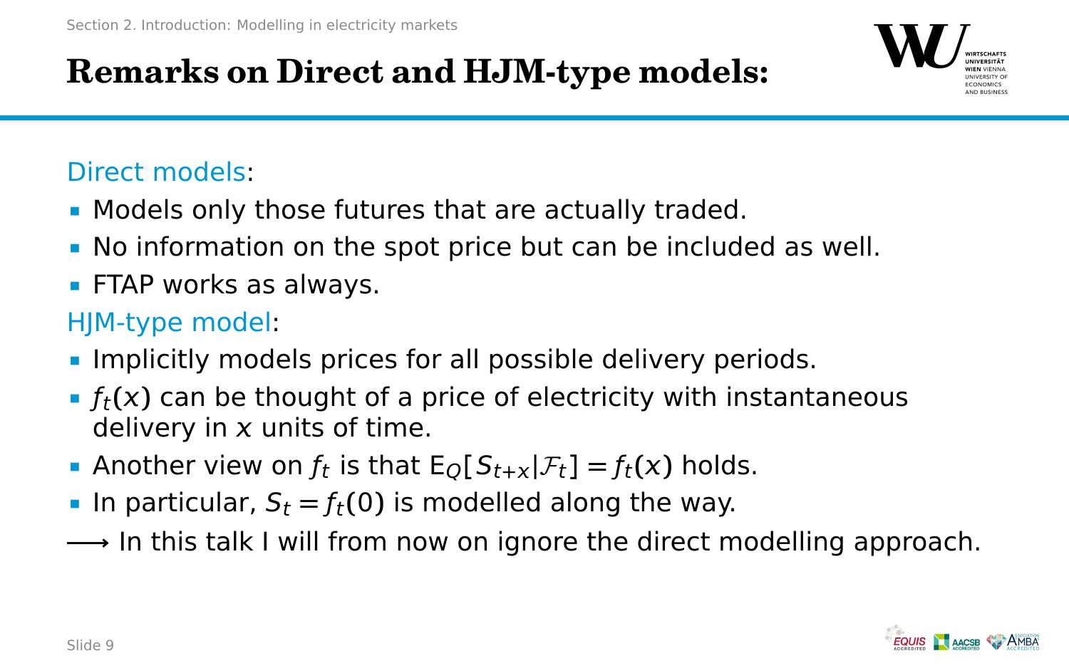# Remarks on Direct and HJM-type models:

Direct models:

- Models only those futures that are actually traded.
- No information on the spot price but can be included as well.
- FTAP works as always.

HJM-type model:

- Implicitly models prices for all possible delivery periods.
- $f_t(x)$ can be thought of a price of electricity with instantaneous delivery in $x$ units of time.
- Another view on $f_t$ is that $\mathrm{E}_Q[S_{t+x}|\mathcal{F}_t] = f_t(x)$ holds.
- In particular, $S_t = f_t(0)$ is modelled along the way.

$\longrightarrow$ In this talk I will from now on ignore the direct modelling approach.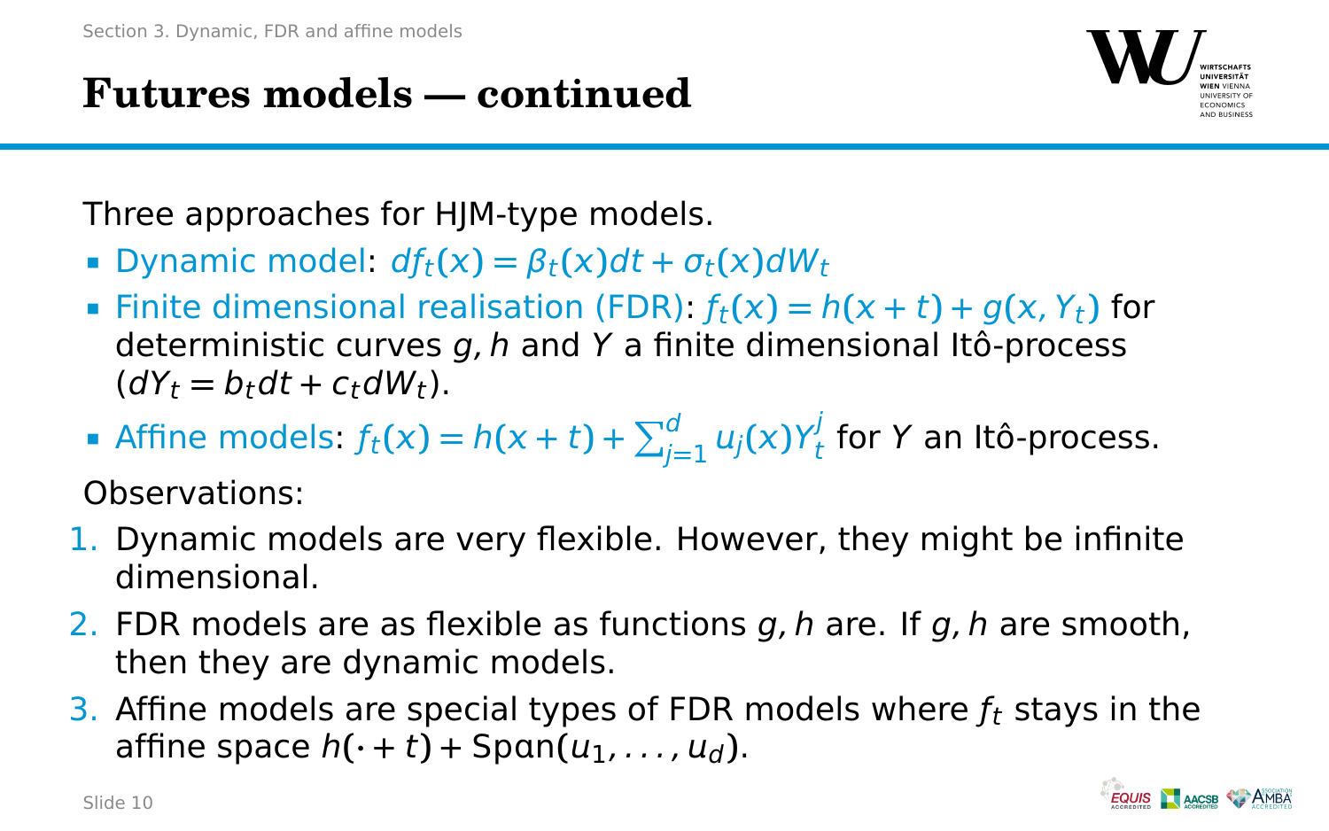# Futures models — continued

Three approaches for HJM-type models.

- Dynamic model: $df_t(x) = \beta_t(x)dt + \sigma_t(x)dW_t$
- Finite dimensional realisation (FDR): $f_t(x) = h(x+t) + g(x, Y_t)$ for deterministic curves $g, h$ and $Y$ a finite dimensional Itô-process ($dY_t = b_t dt + c_t dW_t$).
- Affine models: $f_t(x) = h(x+t) + \sum_{j=1}^{d} u_j(x) Y_t^j$ for $Y$ an Itô-process.

Observations:

1. Dynamic models are very flexible. However, they might be infinite dimensional.
2. FDR models are as flexible as functions $g, h$ are. If $g, h$ are smooth, then they are dynamic models.
3. Affine models are special types of FDR models where $f_t$ stays in the affine space $h(\cdot + t) + \mathrm{Span}(u_1, \dots, u_d)$.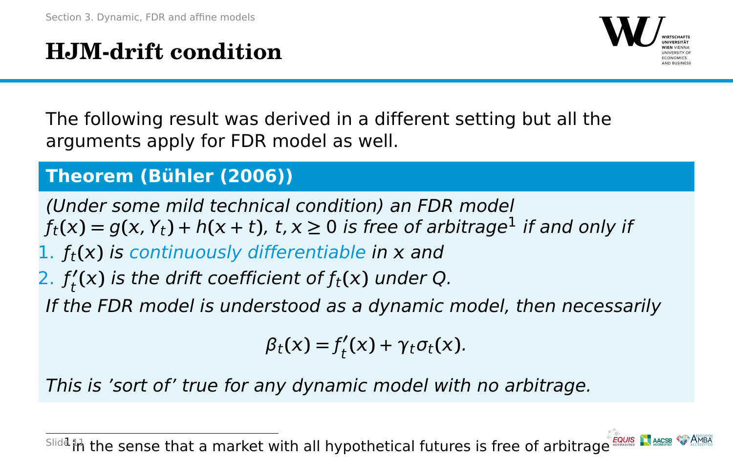## HJM-drift condition

The following result was derived in a different setting but all the arguments apply for FDR model as well.

**Theorem (Bühler (2006))**

*(Under some mild technical condition) an FDR model $f_t(x) = g(x, Y_t) + h(x + t)$, $t, x \geq 0$ is free of arbitrage[1] if and only if*

1. *$f_t(x)$ is continuously differentiable in $x$ and*
2. *$f_t'(x)$ is the drift coefficient of $f_t(x)$ under $Q$.*

*If the FDR model is understood as a dynamic model, then necessarily*

$$\beta_t(x) = f_t'(x) + \gamma_t \sigma_t(x).$$

*This is 'sort of' true for any dynamic model with no arbitrage.*

[1] in the sense that a market with all hypothetical futures is free of arbitrage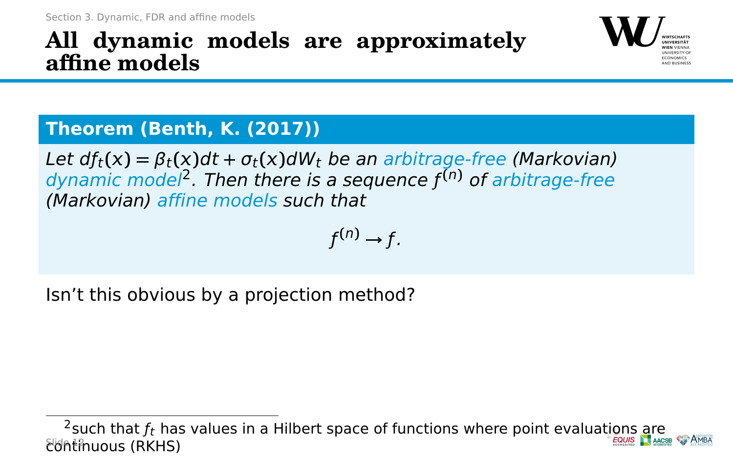# All dynamic models are approximately affine models

**Theorem (Benth, K. (2017))**

*Let $df_t(x) = \beta_t(x)dt + \sigma_t(x)dW_t$ be an arbitrage-free (Markovian) dynamic model*[2]*. Then there is a sequence $f^{(n)}$ of arbitrage-free (Markovian) affine models such that*

$$f^{(n)} \to f.$$

Isn't this obvious by a projection method?

---

[2] such that $f_t$ has values in a Hilbert space of functions where point evaluations are continuous (RKHS)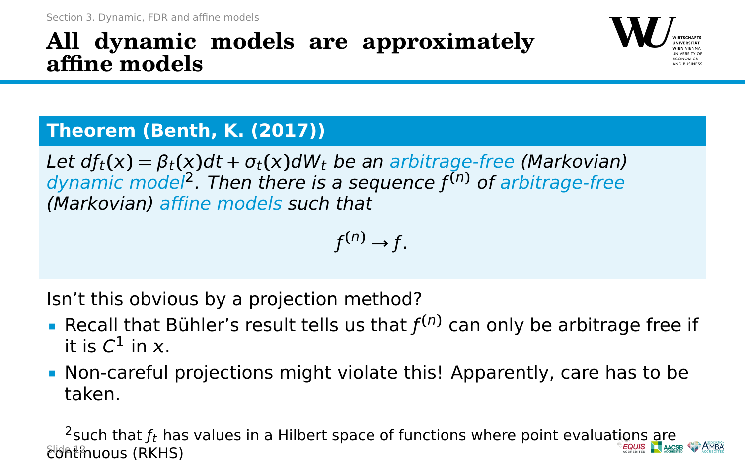# All dynamic models are approximately affine models

**Theorem (Benth, K. (2017))**

*Let $df_t(x) = \beta_t(x)dt + \sigma_t(x)dW_t$ be an arbitrage-free (Markovian) dynamic model[2]. Then there is a sequence $f^{(n)}$ of arbitrage-free (Markovian) affine models such that*

$$f^{(n)} \to f.$$

Isn't this obvious by a projection method?

- Recall that Bühler's result tells us that $f^{(n)}$ can only be arbitrage free if it is $C^1$ in $x$.
- Non-careful projections might violate this! Apparently, care has to be taken.

---

[2] such that $f_t$ has values in a Hilbert space of functions where point evaluations are continuous (RKHS)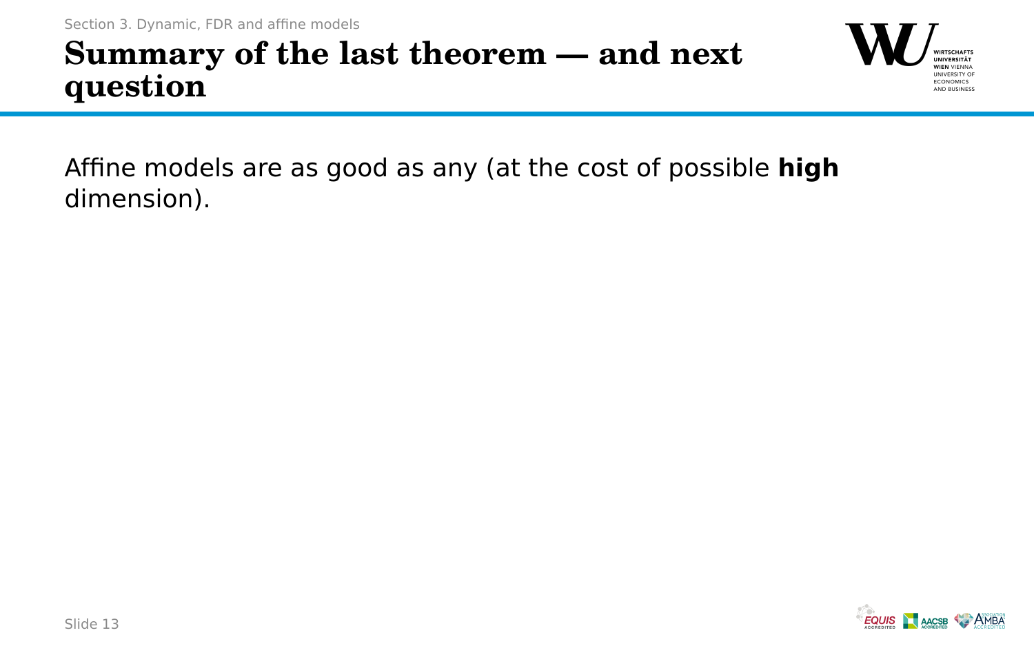# Summary of the last theorem — and next question

Affine models are as good as any (at the cost of possible **high** dimension).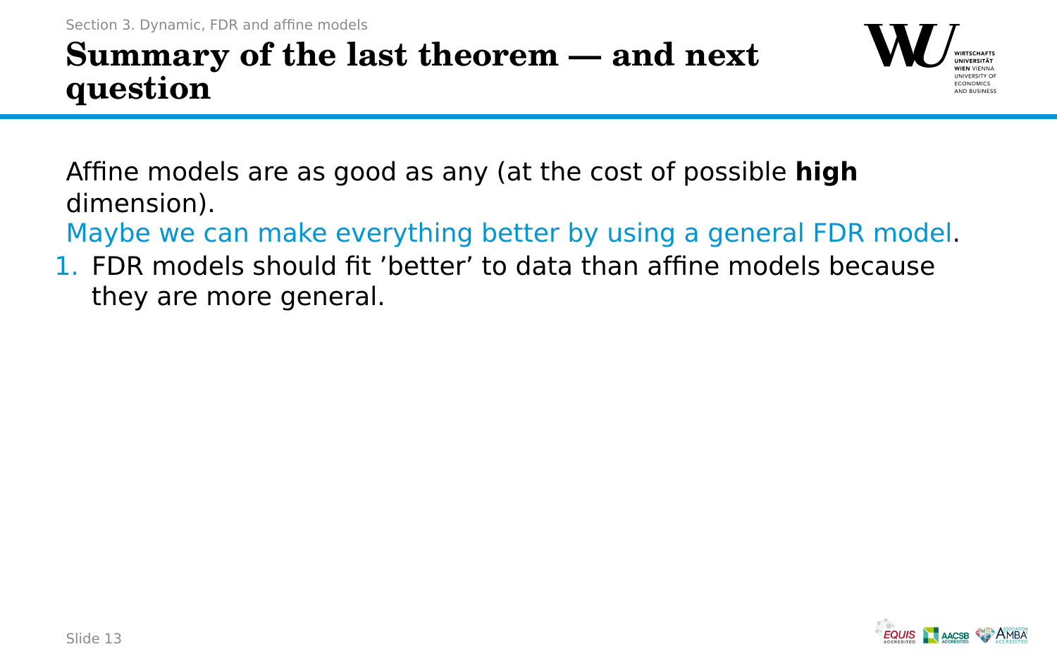# Summary of the last theorem — and next question

Affine models are as good as any (at the cost of possible **high** dimension).

Maybe we can make everything better by using a general FDR model.

1. FDR models should fit 'better' to data than affine models because they are more general.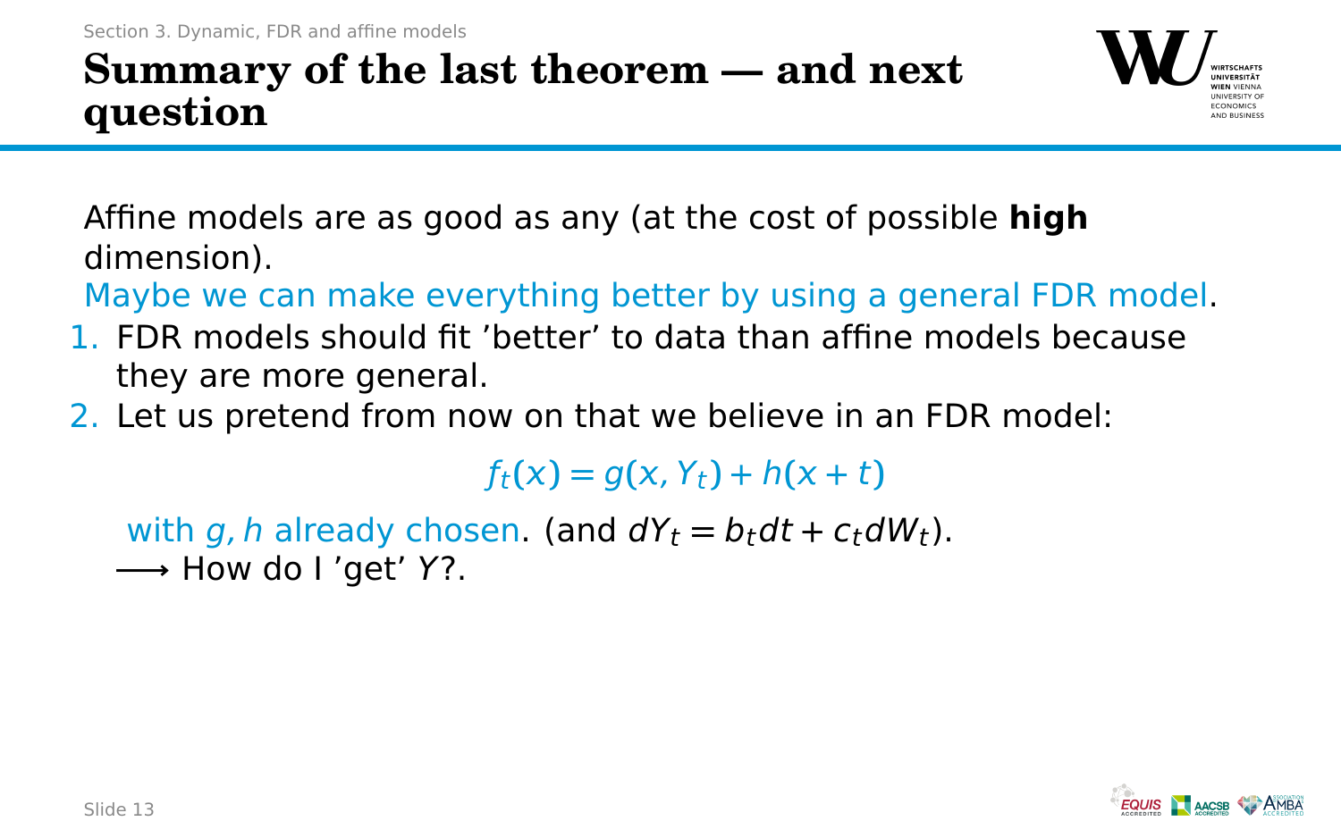# Summary of the last theorem — and next question

Affine models are as good as any (at the cost of possible **high** dimension).

Maybe we can make everything better by using a general FDR model.

1. FDR models should fit 'better' to data than affine models because they are more general.
2. Let us pretend from now on that we believe in an FDR model:

$$f_t(x) = g(x, Y_t) + h(x + t)$$

with $g, h$ already chosen. (and $dY_t = b_t dt + c_t dW_t$).

$\longrightarrow$ How do I 'get' $Y$?.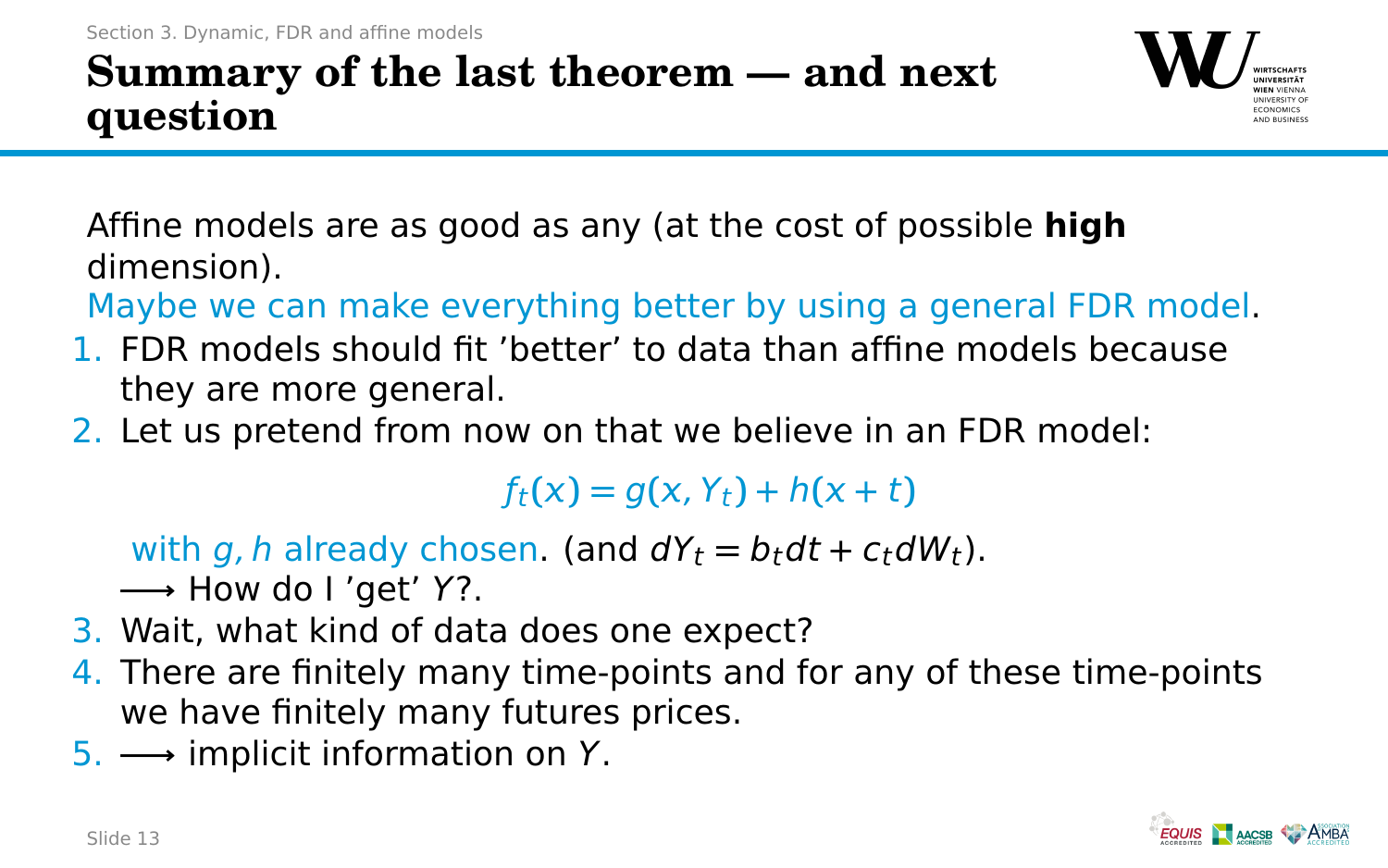# Summary of the last theorem — and next question

Affine models are as good as any (at the cost of possible **high** dimension).

Maybe we can make everything better by using a general FDR model.

1. FDR models should fit 'better' to data than affine models because they are more general.
2. Let us pretend from now on that we believe in an FDR model:

   $$f_t(x) = g(x, Y_t) + h(x + t)$$

   with $g, h$ already chosen. (and $dY_t = b_t dt + c_t dW_t$).
   $\longrightarrow$ How do I 'get' $Y$?.
3. Wait, what kind of data does one expect?
4. There are finitely many time-points and for any of these time-points we have finitely many futures prices.
5. $\longrightarrow$ implicit information on $Y$.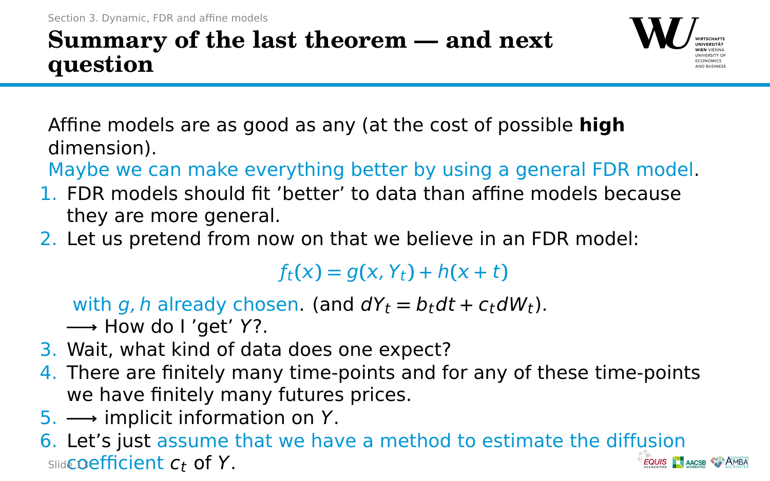# Summary of the last theorem — and next question

Affine models are as good as any (at the cost of possible **high** dimension).

Maybe we can make everything better by using a general FDR model.

1. FDR models should fit 'better' to data than affine models because they are more general.
2. Let us pretend from now on that we believe in an FDR model:

   $$f_t(x) = g(x, Y_t) + h(x + t)$$

   with $g, h$ already chosen. (and $dY_t = b_t dt + c_t dW_t$).

   $\longrightarrow$ How do I 'get' $Y$?.
3. Wait, what kind of data does one expect?
4. There are finitely many time-points and for any of these time-points we have finitely many futures prices.
5. $\longrightarrow$ implicit information on $Y$.
6. Let's just assume that we have a method to estimate the diffusion coefficient $c_t$ of $Y$.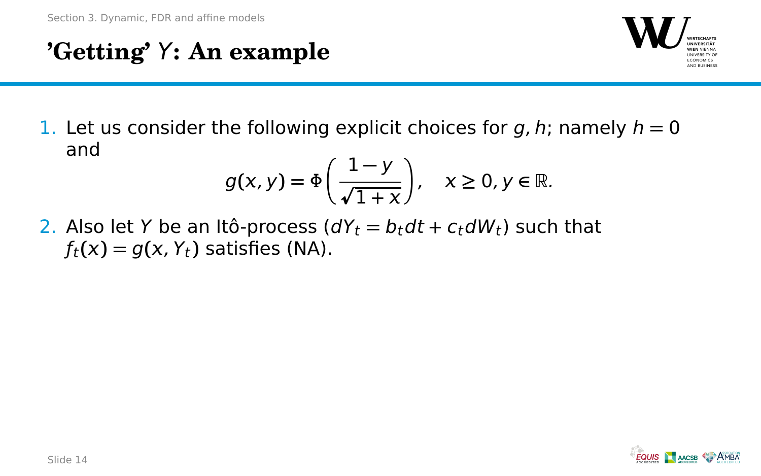# 'Getting' $Y$: An example

1. Let us consider the following explicit choices for $g, h$; namely $h = 0$ and

$$g(x, y) = \Phi\left(\frac{1-y}{\sqrt{1+x}}\right), \quad x \geq 0, y \in \mathbb{R}.$$

2. Also let $Y$ be an Itô-process ($dY_t = b_t dt + c_t dW_t$) such that $f_t(x) = g(x, Y_t)$ satisfies (NA).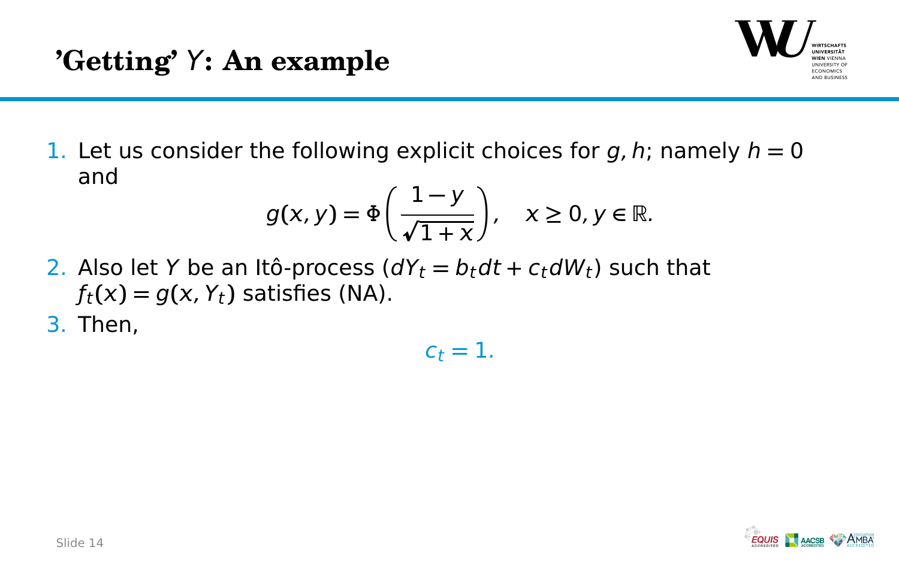# 'Getting' $Y$: An example

1. Let us consider the following explicit choices for $g, h$; namely $h = 0$ and

$$g(x, y) = \Phi\left(\frac{1 - y}{\sqrt{1 + x}}\right), \quad x \geq 0, y \in \mathbb{R}.$$

2. Also let $Y$ be an Itô-process ($dY_t = b_t dt + c_t dW_t$) such that $f_t(x) = g(x, Y_t)$ satisfies (NA).
3. Then,

$$c_t = 1.$$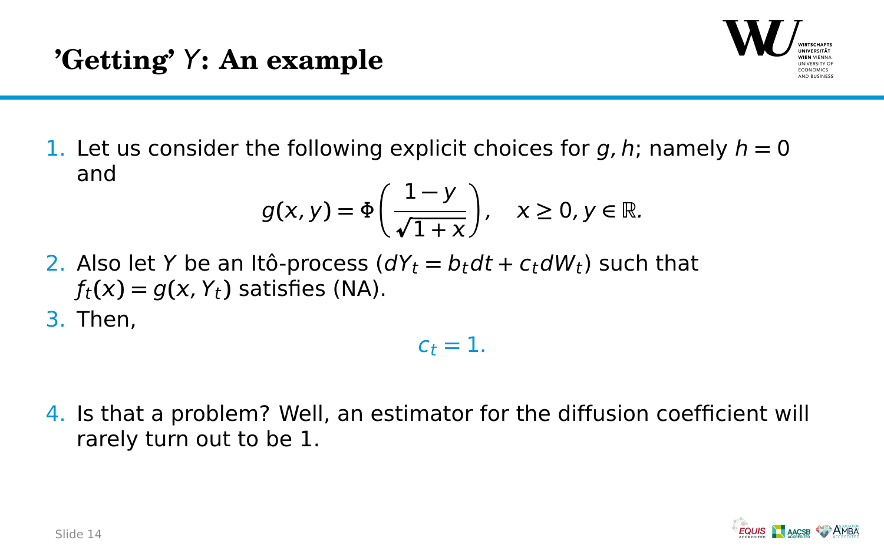# 'Getting' $Y$: An example

1. Let us consider the following explicit choices for $g, h$; namely $h = 0$ and
$$g(x, y) = \Phi\left(\frac{1 - y}{\sqrt{1 + x}}\right), \quad x \geq 0, y \in \mathbb{R}.$$
2. Also let $Y$ be an Itô-process ($dY_t = b_t dt + c_t dW_t$) such that $f_t(x) = g(x, Y_t)$ satisfies (NA).
3. Then,
$$c_t = 1.$$
4. Is that a problem? Well, an estimator for the diffusion coefficient will rarely turn out to be 1.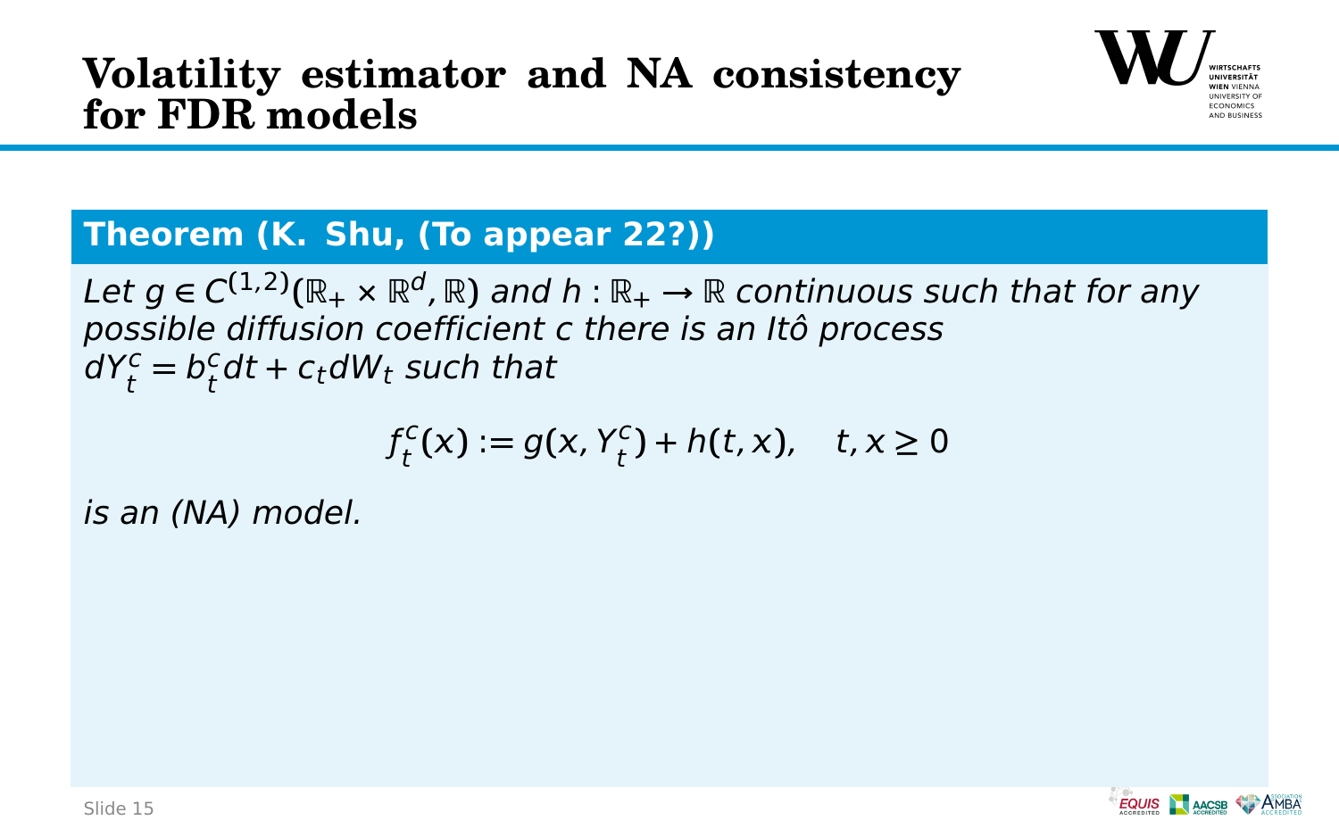# Volatility estimator and NA consistency for FDR models

**Theorem (K. Shu, (To appear 22?))**

*Let $g \in C^{(1,2)}(\mathbb{R}_+ \times \mathbb{R}^d, \mathbb{R})$ and $h : \mathbb{R}_+ \to \mathbb{R}$ continuous such that for any possible diffusion coefficient $c$ there is an Itô process $dY_t^c = b_t^c dt + c_t dW_t$ such that*

$$f_t^c(x) := g(x, Y_t^c) + h(t, x), \quad t, x \geq 0$$

*is an (NA) model.*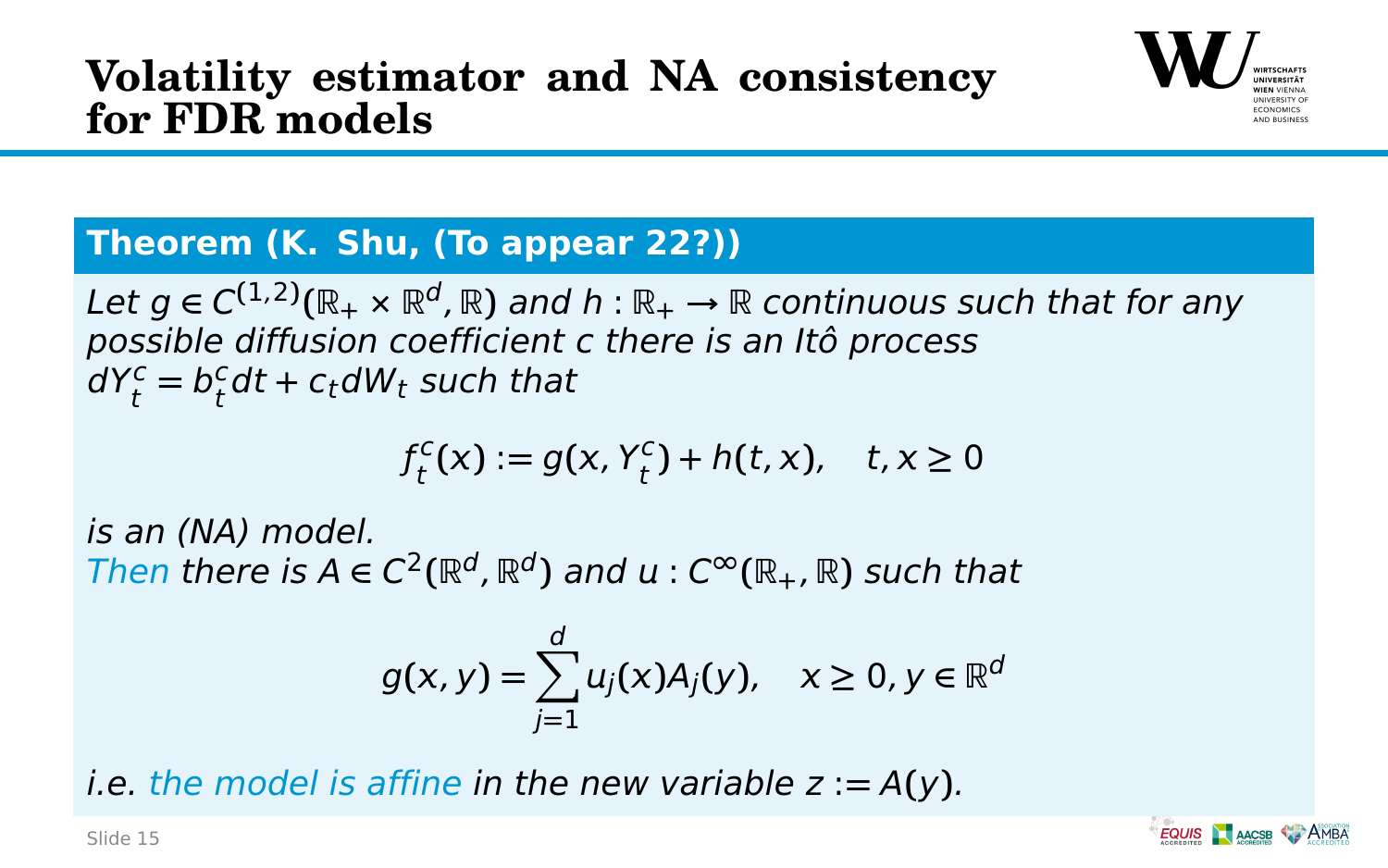# Volatility estimator and NA consistency for FDR models

**Theorem (K. Shu, (To appear 22?))**

*Let $g \in C^{(1,2)}(\mathbb{R}_+ \times \mathbb{R}^d, \mathbb{R})$ and $h : \mathbb{R}_+ \to \mathbb{R}$ continuous such that for any possible diffusion coefficient $c$ there is an Itô process $dY_t^c = b_t^c dt + c_t dW_t$ such that*

$$f_t^c(x) := g(x, Y_t^c) + h(t, x), \quad t, x \geq 0$$

*is an (NA) model.*
*Then there is $A \in C^2(\mathbb{R}^d, \mathbb{R}^d)$ and $u : C^\infty(\mathbb{R}_+, \mathbb{R})$ such that*

$$g(x, y) = \sum_{j=1}^{d} u_j(x) A_j(y), \quad x \geq 0, y \in \mathbb{R}^d$$

*i.e. the model is affine in the new variable $z := A(y)$.*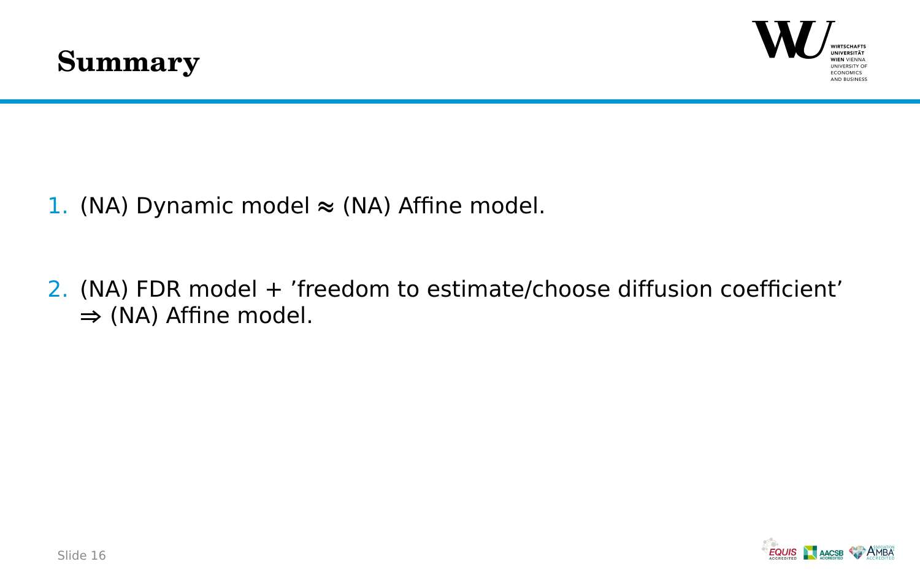# Summary

1. (NA) Dynamic model $\approx$ (NA) Affine model.

2. (NA) FDR model + 'freedom to estimate/choose diffusion coefficient' $\Rightarrow$ (NA) Affine model.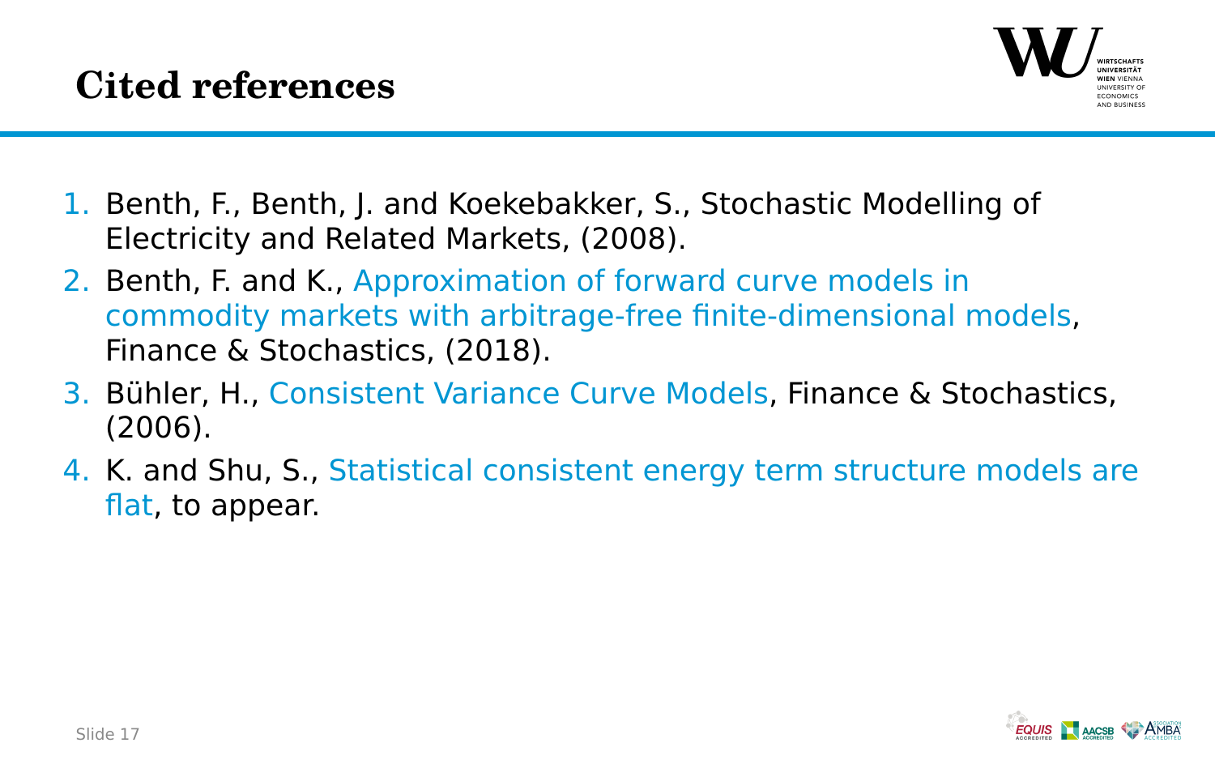# Cited references

1. Benth, F., Benth, J. and Koekebakker, S., Stochastic Modelling of Electricity and Related Markets, (2008).
2. Benth, F. and K., Approximation of forward curve models in commodity markets with arbitrage-free finite-dimensional models, Finance & Stochastics, (2018).
3. Bühler, H., Consistent Variance Curve Models, Finance & Stochastics, (2006).
4. K. and Shu, S., Statistical consistent energy term structure models are flat, to appear.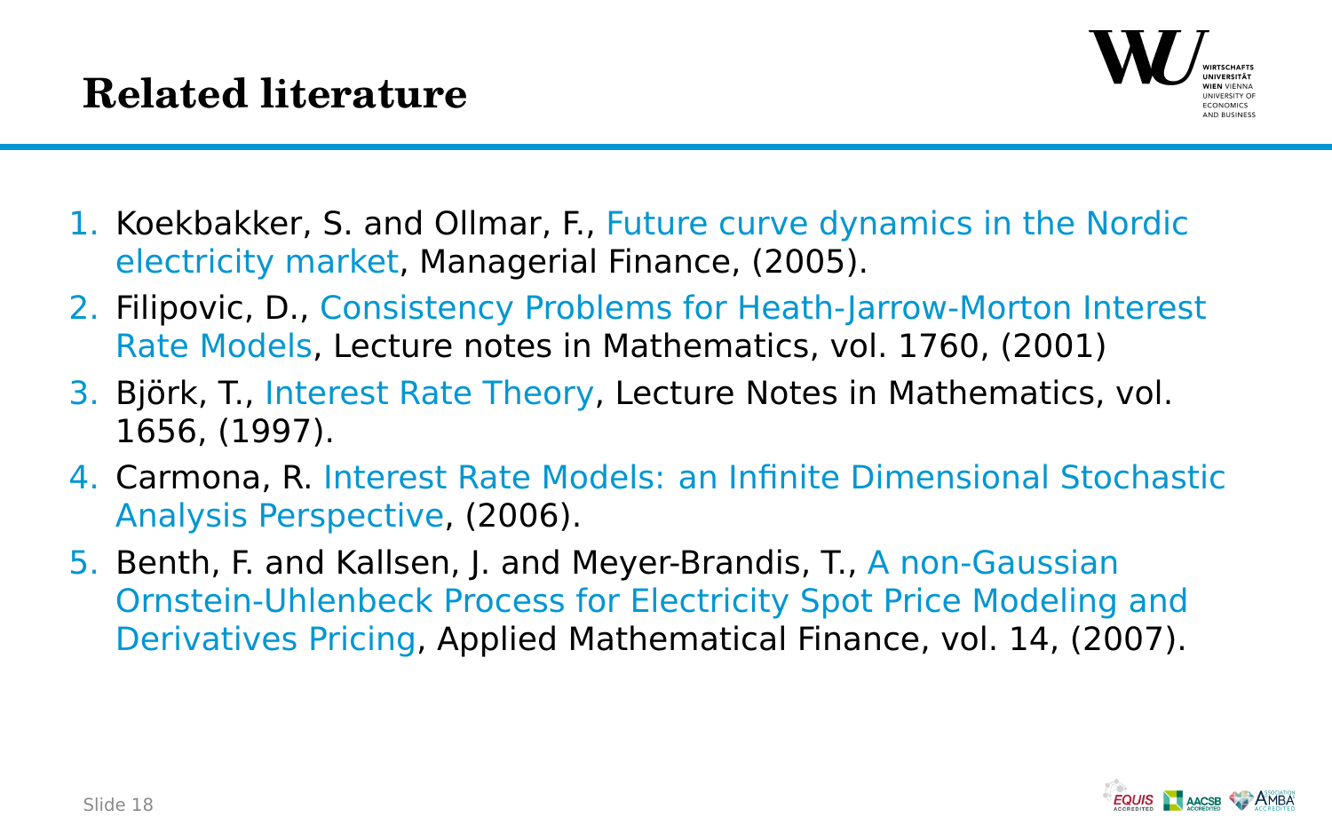# Related literature

1. Koekbakker, S. and Ollmar, F., Future curve dynamics in the Nordic electricity market, Managerial Finance, (2005).
2. Filipovic, D., Consistency Problems for Heath-Jarrow-Morton Interest Rate Models, Lecture notes in Mathematics, vol. 1760, (2001)
3. Björk, T., Interest Rate Theory, Lecture Notes in Mathematics, vol. 1656, (1997).
4. Carmona, R. Interest Rate Models: an Infinite Dimensional Stochastic Analysis Perspective, (2006).
5. Benth, F. and Kallsen, J. and Meyer-Brandis, T., A non-Gaussian Ornstein-Uhlenbeck Process for Electricity Spot Price Modeling and Derivatives Pricing, Applied Mathematical Finance, vol. 14, (2007).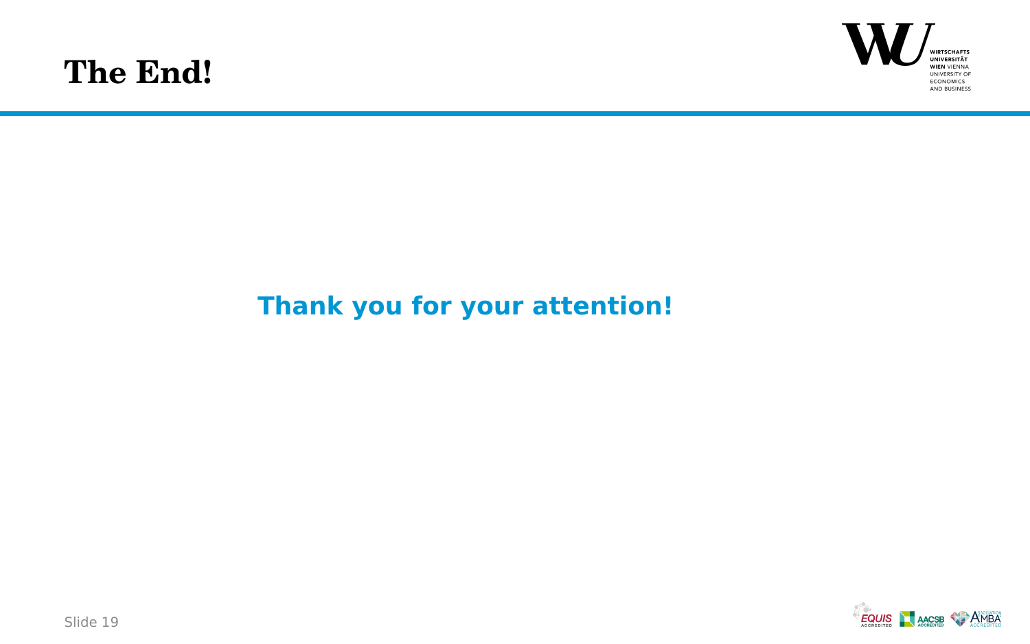# The End!

**Thank you for your attention!**